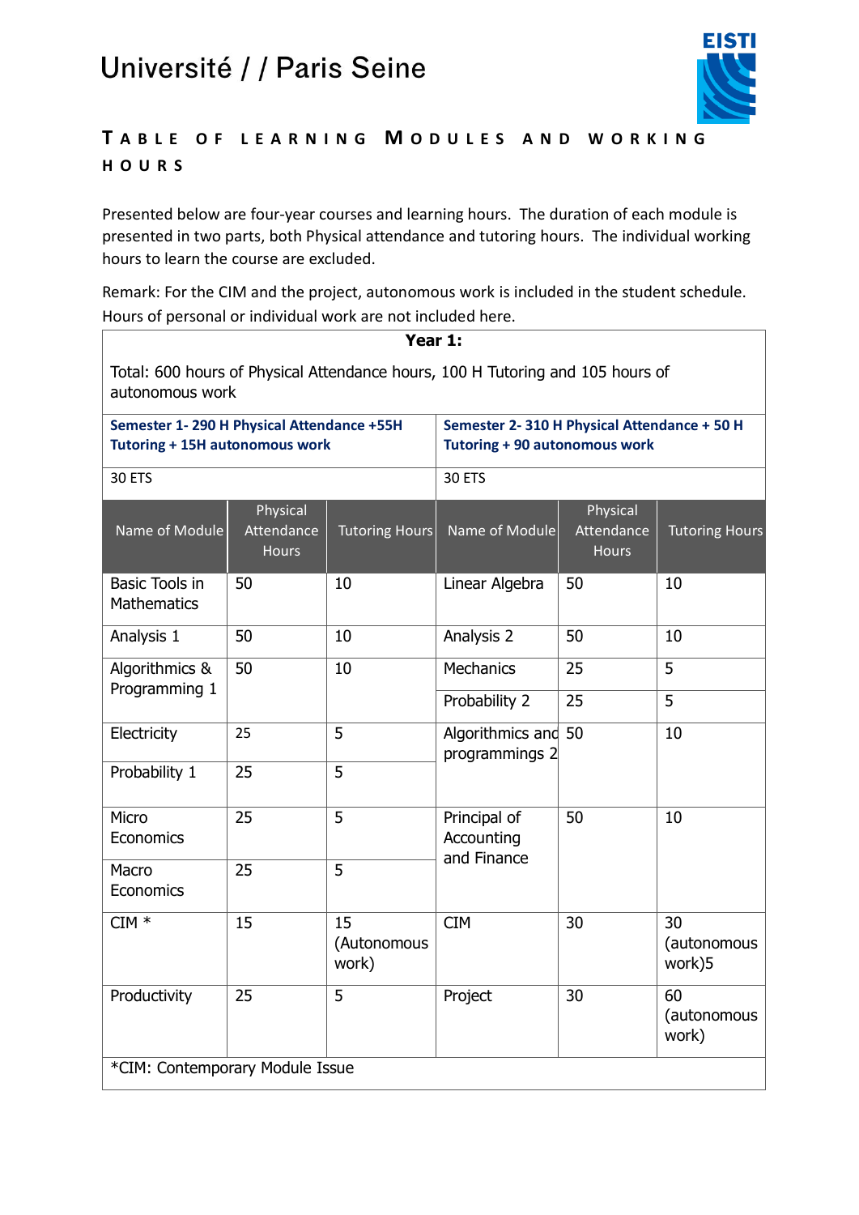# Université / / Paris Seine

EISTI

## Table of Learning Modules and Working Hours

Presented below are four-year courses and learning hours. The duration of each module is presented in two parts, both Physical attendance and tutoring hours. The individual working hours to learn the course are excluded.

Remark: For the CIM and the project, autonomous work is included in the student schedule. Hours of personal or individual work are not included here.

| **Year 1:** | | | | | |
|---|---|---|---|---|---|
| Total: 600 hours of Physical Attendance hours, 100 H Tutoring and 105 hours of autonomous work | | | | | |
| **Semester 1- 290 H Physical Attendance +55H Tutoring + 15H autonomous work** | | | **Semester 2- 310 H Physical Attendance + 50 H Tutoring + 90 autonomous work** | | |
| 30 ETS | | | 30 ETS | | |
| Name of Module | Physical Attendance Hours | Tutoring Hours | Name of Module | Physical Attendance Hours | Tutoring Hours |
| Basic Tools in Mathematics | 50 | 10 | Linear Algebra | 50 | 10 |
| Analysis 1 | 50 | 10 | Analysis 2 | 50 | 10 |
| Algorithmics & Programming 1 | 50 | 10 | Mechanics | 25 | 5 |
| | | | Probability 2 | 25 | 5 |
| Electricity | 25 | 5 | Algorithmics and programmings 2 | 50 | 10 |
| Probability 1 | 25 | 5 | | | |
| Micro Economics | 25 | 5 | Principal of Accounting and Finance | 50 | 10 |
| Macro Economics | 25 | 5 | | | |
| CIM * | 15 | 15 (Autonomous work) | CIM | 30 | 30 (autonomous work)5 |
| Productivity | 25 | 5 | Project | 30 | 60 (autonomous work) |
| *CIM: Contemporary Module Issue | | | | | |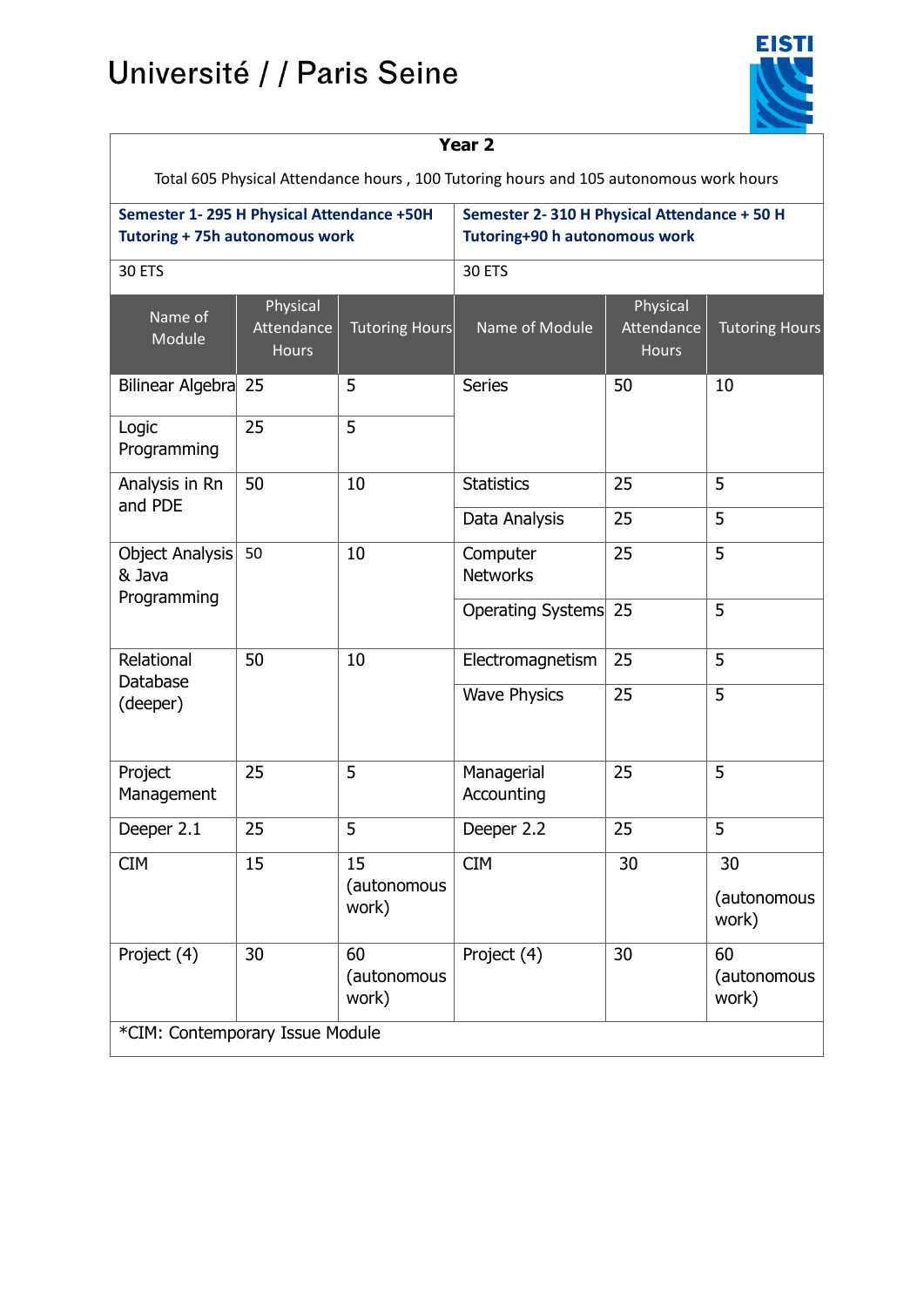# Université / / Paris Seine

EISTI

| **Year 2** | | | | | |
|---|---|---|---|---|---|
| Total 605 Physical Attendance hours , 100 Tutoring hours and 105 autonomous work hours | | | | | |
| **Semester 1- 295 H Physical Attendance +50H Tutoring + 75h autonomous work** | | | **Semester 2- 310 H Physical Attendance + 50 H Tutoring+90 h autonomous work** | | |
| 30 ETS | | | 30 ETS | | |
| Name of Module | Physical Attendance Hours | Tutoring Hours | Name of Module | Physical Attendance Hours | Tutoring Hours |
| Bilinear Algebra | 25 | 5 | Series | 50 | 10 |
| Logic Programming | 25 | 5 | | | |
| Analysis in Rn and PDE | 50 | 10 | Statistics | 25 | 5 |
| | | | Data Analysis | 25 | 5 |
| Object Analysis & Java Programming | 50 | 10 | Computer Networks | 25 | 5 |
| | | | Operating Systems | 25 | 5 |
| Relational Database (deeper) | 50 | 10 | Electromagnetism | 25 | 5 |
| | | | Wave Physics | 25 | 5 |
| Project Management | 25 | 5 | Managerial Accounting | 25 | 5 |
| Deeper 2.1 | 25 | 5 | Deeper 2.2 | 25 | 5 |
| CIM | 15 | 15 (autonomous work) | CIM | 30 | 30 (autonomous work) |
| Project (4) | 30 | 60 (autonomous work) | Project (4) | 30 | 60 (autonomous work) |
| *CIM: Contemporary Issue Module | | | | | |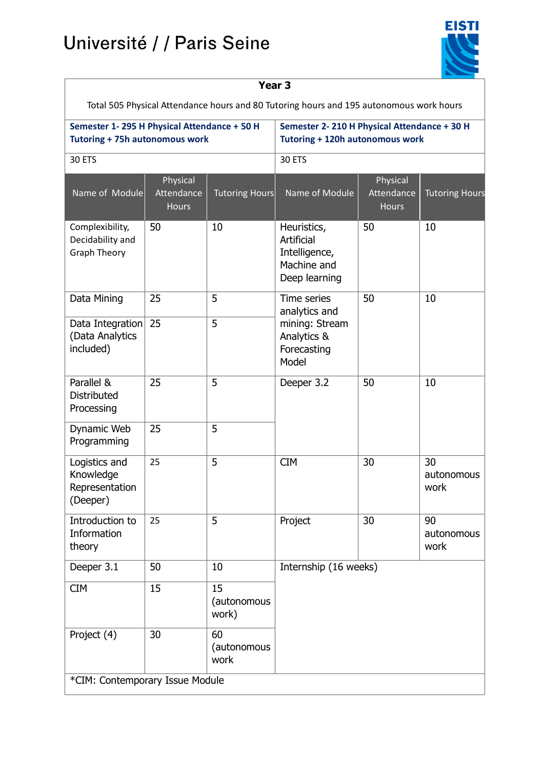# Université / / Paris Seine

EISTI

| Year 3 | | | | | |
|---|---|---|---|---|---|
| Total 505 Physical Attendance hours and 80 Tutoring hours and 195 autonomous work hours | | | | | |
| **Semester 1- 295 H Physical Attendance + 50 H Tutoring + 75h autonomous work** | | | **Semester 2- 210 H Physical Attendance + 30 H Tutoring + 120h autonomous work** | | |
| 30 ETS | | | 30 ETS | | |
| Name of Module | Physical Attendance Hours | Tutoring Hours | Name of Module | Physical Attendance Hours | Tutoring Hours |
| Complexibility, Decidability and Graph Theory | 50 | 10 | Heuristics, Artificial Intelligence, Machine and Deep learning | 50 | 10 |
| Data Mining | 25 | 5 | Time series analytics and mining: Stream Analytics & Forecasting Model | 50 | 10 |
| Data Integration (Data Analytics included) | 25 | 5 | | | |
| Parallel & Distributed Processing | 25 | 5 | Deeper 3.2 | 50 | 10 |
| Dynamic Web Programming | 25 | 5 | | | |
| Logistics and Knowledge Representation (Deeper) | 25 | 5 | CIM | 30 | 30 autonomous work |
| Introduction to Information theory | 25 | 5 | Project | 30 | 90 autonomous work |
| Deeper 3.1 | 50 | 10 | Internship (16 weeks) | | |
| CIM | 15 | 15 (autonomous work) | | | |
| Project (4) | 30 | 60 (autonomous work | | | |

*CIM: Contemporary Issue Module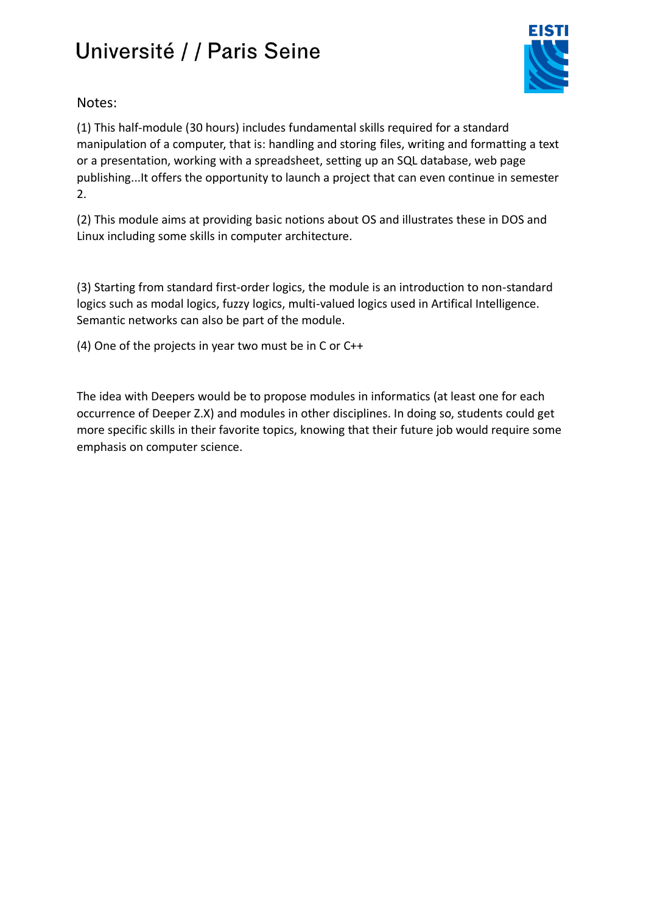Notes:

(1) This half-module (30 hours) includes fundamental skills required for a standard manipulation of a computer, that is: handling and storing files, writing and formatting a text or a presentation, working with a spreadsheet, setting up an SQL database, web page publishing...It offers the opportunity to launch a project that can even continue in semester 2.

(2) This module aims at providing basic notions about OS and illustrates these in DOS and Linux including some skills in computer architecture.

(3) Starting from standard first-order logics, the module is an introduction to non-standard logics such as modal logics, fuzzy logics, multi-valued logics used in Artifical Intelligence. Semantic networks can also be part of the module.

(4) One of the projects in year two must be in C or C++

The idea with Deepers would be to propose modules in informatics (at least one for each occurrence of Deeper Z.X) and modules in other disciplines. In doing so, students could get more specific skills in their favorite topics, knowing that their future job would require some emphasis on computer science.